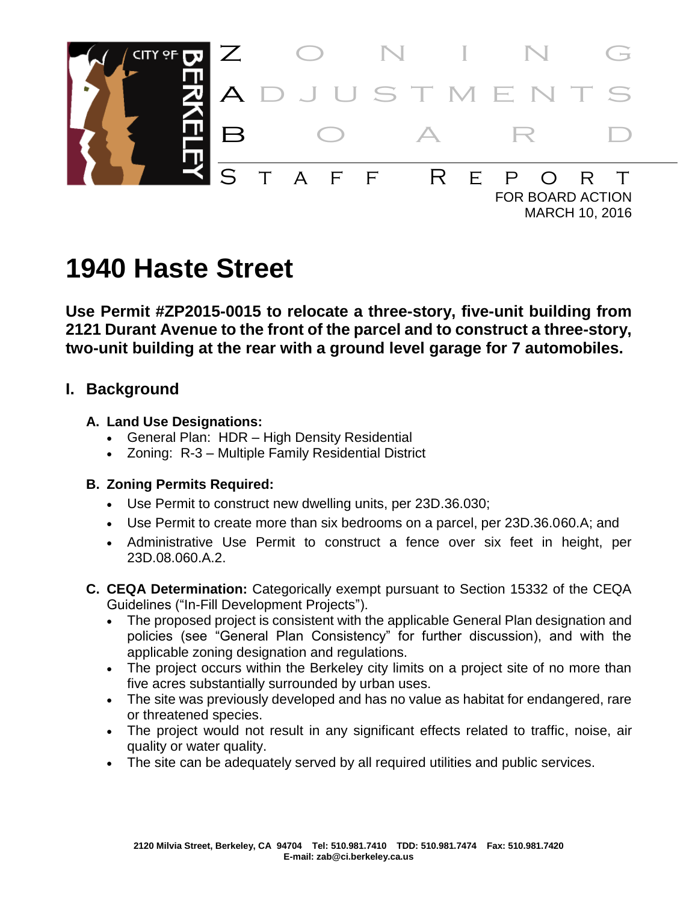# Zoning Adjustments Board

# Staff Report

FOR BOARD ACTION
MARCH 10, 2016

# 1940 Haste Street

**Use Permit #ZP2015-0015 to relocate a three-story, five-unit building from 2121 Durant Avenue to the front of the parcel and to construct a three-story, two-unit building at the rear with a ground level garage for 7 automobiles.**

## I. Background

### A. Land Use Designations:

- General Plan: HDR – High Density Residential
- Zoning: R-3 – Multiple Family Residential District

### B. Zoning Permits Required:

- Use Permit to construct new dwelling units, per 23D.36.030;
- Use Permit to create more than six bedrooms on a parcel, per 23D.36.060.A; and
- Administrative Use Permit to construct a fence over six feet in height, per 23D.08.060.A.2.

### C. CEQA Determination:

Categorically exempt pursuant to Section 15332 of the CEQA Guidelines ("In-Fill Development Projects").

- The proposed project is consistent with the applicable General Plan designation and policies (see "General Plan Consistency" for further discussion), and with the applicable zoning designation and regulations.
- The project occurs within the Berkeley city limits on a project site of no more than five acres substantially surrounded by urban uses.
- The site was previously developed and has no value as habitat for endangered, rare or threatened species.
- The project would not result in any significant effects related to traffic, noise, air quality or water quality.
- The site can be adequately served by all required utilities and public services.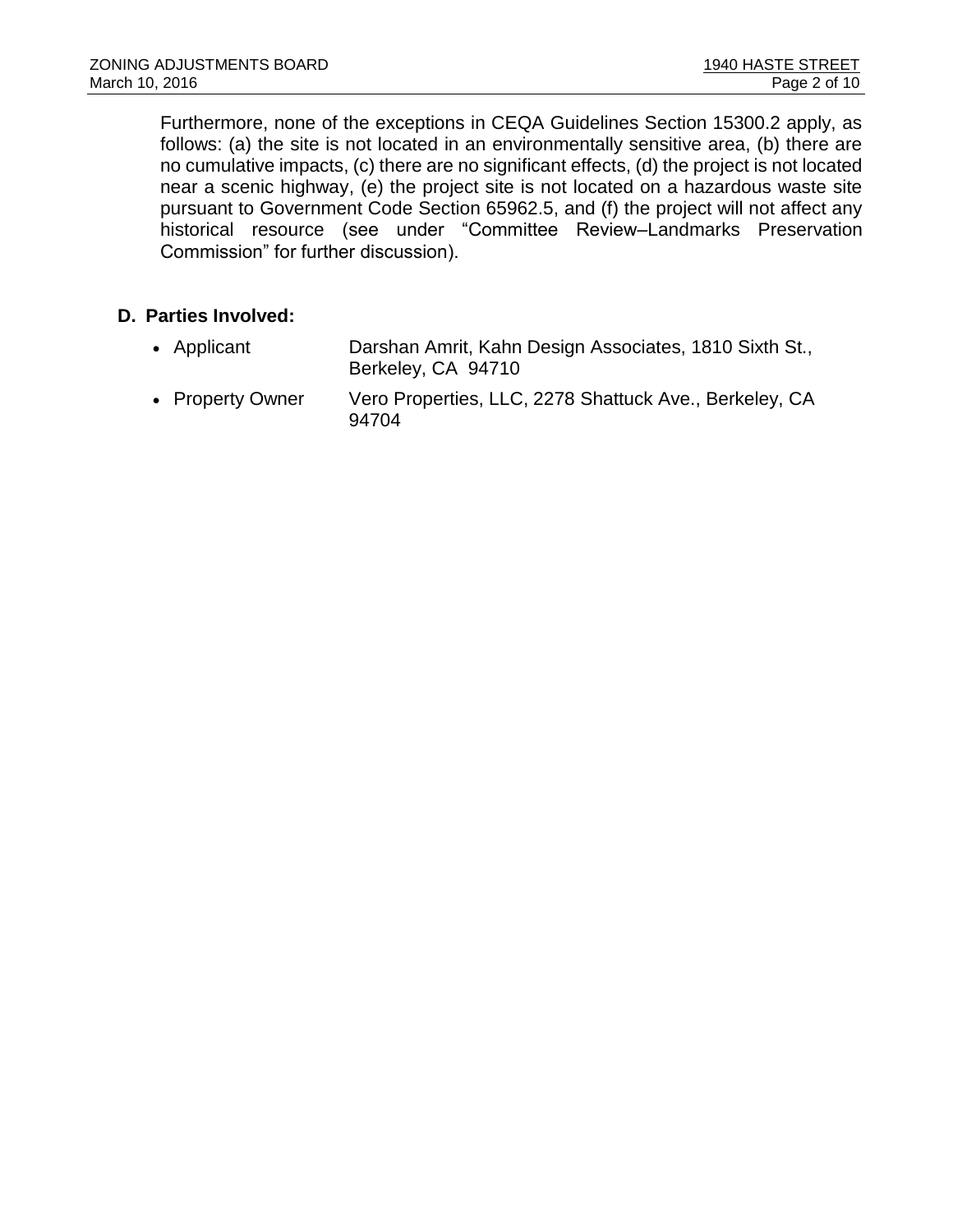Furthermore, none of the exceptions in CEQA Guidelines Section 15300.2 apply, as follows: (a) the site is not located in an environmentally sensitive area, (b) there are no cumulative impacts, (c) there are no significant effects, (d) the project is not located near a scenic highway, (e) the project site is not located on a hazardous waste site pursuant to Government Code Section 65962.5, and (f) the project will not affect any historical resource (see under "Committee Review–Landmarks Preservation Commission" for further discussion).

**D. Parties Involved:**

- Applicant — Darshan Amrit, Kahn Design Associates, 1810 Sixth St., Berkeley, CA 94710
- Property Owner — Vero Properties, LLC, 2278 Shattuck Ave., Berkeley, CA 94704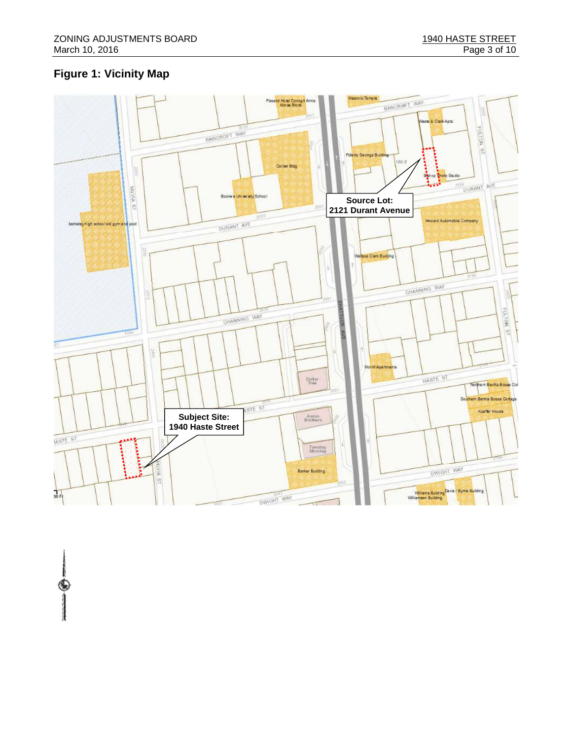**Figure 1: Vicinity Map**

Source Lot:
2121 Durant Avenue

Subject Site:
1940 Haste Street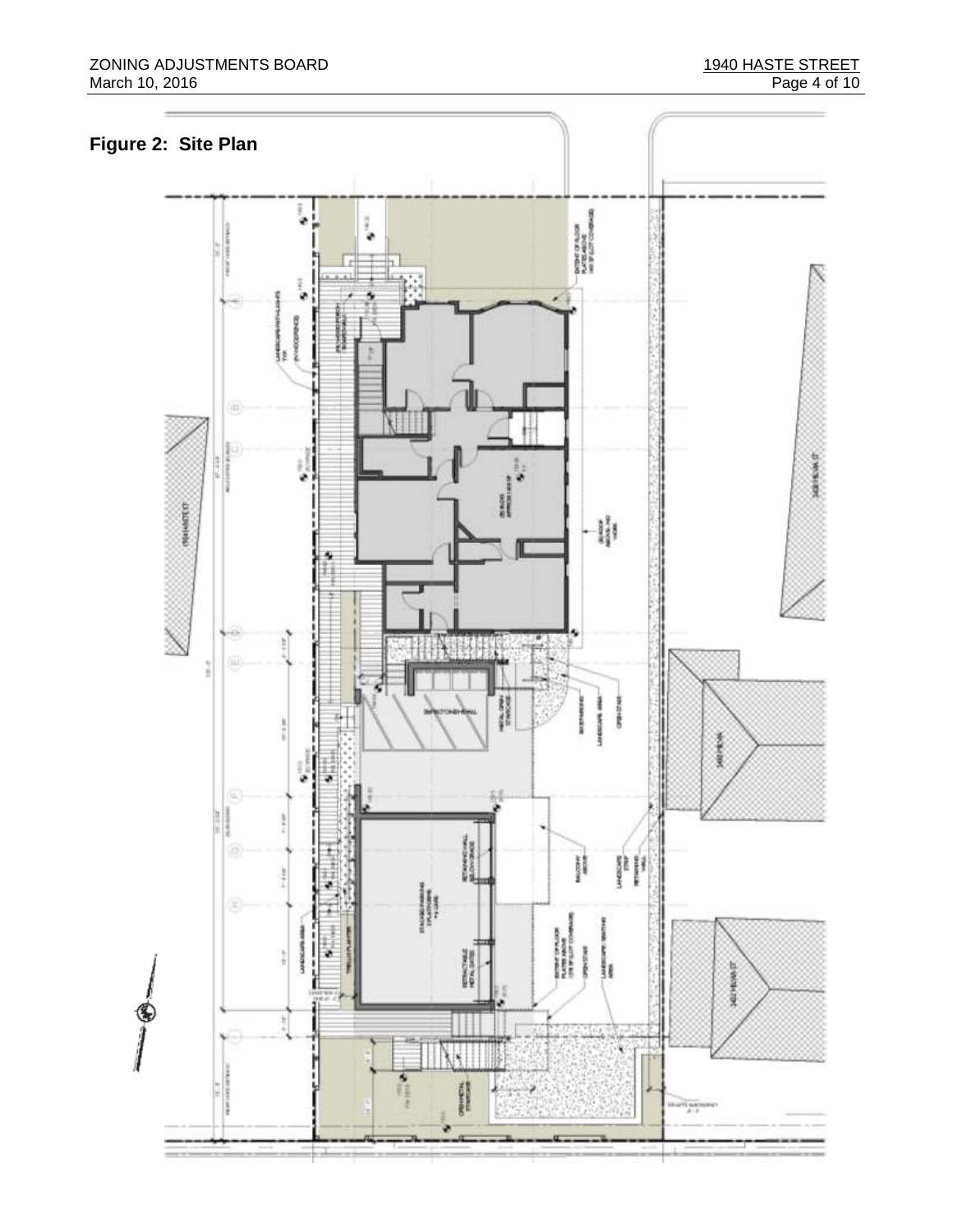**Figure 2: Site Plan**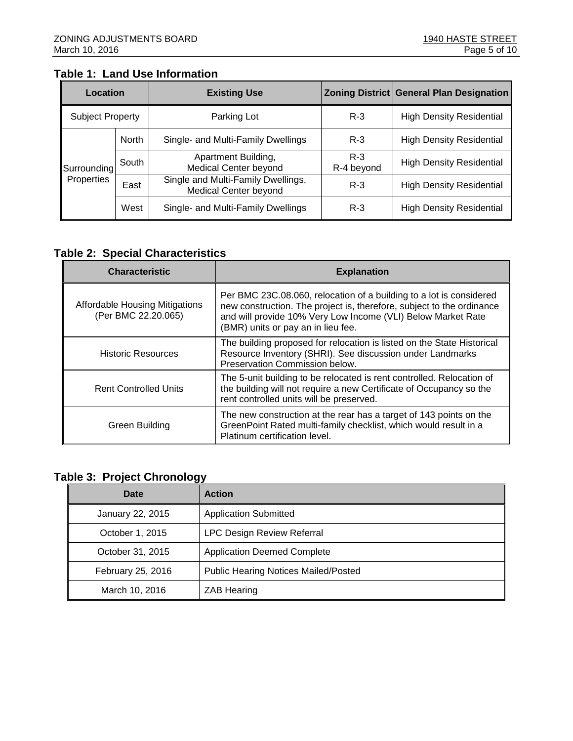**Table 1: Land Use Information**

| Location | | Existing Use | Zoning District | General Plan Designation |
|---|---|---|---|---|
| Subject Property | | Parking Lot | R-3 | High Density Residential |
| Surrounding Properties | North | Single- and Multi-Family Dwellings | R-3 | High Density Residential |
| | South | Apartment Building, Medical Center beyond | R-3 R-4 beyond | High Density Residential |
| | East | Single and Multi-Family Dwellings, Medical Center beyond | R-3 | High Density Residential |
| | West | Single- and Multi-Family Dwellings | R-3 | High Density Residential |

**Table 2: Special Characteristics**

| Characteristic | Explanation |
|---|---|
| Affordable Housing Mitigations (Per BMC 22.20.065) | Per BMC 23C.08.060, relocation of a building to a lot is considered new construction. The project is, therefore, subject to the ordinance and will provide 10% Very Low Income (VLI) Below Market Rate (BMR) units or pay an in lieu fee. |
| Historic Resources | The building proposed for relocation is listed on the State Historical Resource Inventory (SHRI). See discussion under Landmarks Preservation Commission below. |
| Rent Controlled Units | The 5-unit building to be relocated is rent controlled. Relocation of the building will not require a new Certificate of Occupancy so the rent controlled units will be preserved. |
| Green Building | The new construction at the rear has a target of 143 points on the GreenPoint Rated multi-family checklist, which would result in a Platinum certification level. |

**Table 3: Project Chronology**

| Date | Action |
|---|---|
| January 22, 2015 | Application Submitted |
| October 1, 2015 | LPC Design Review Referral |
| October 31, 2015 | Application Deemed Complete |
| February 25, 2016 | Public Hearing Notices Mailed/Posted |
| March 10, 2016 | ZAB Hearing |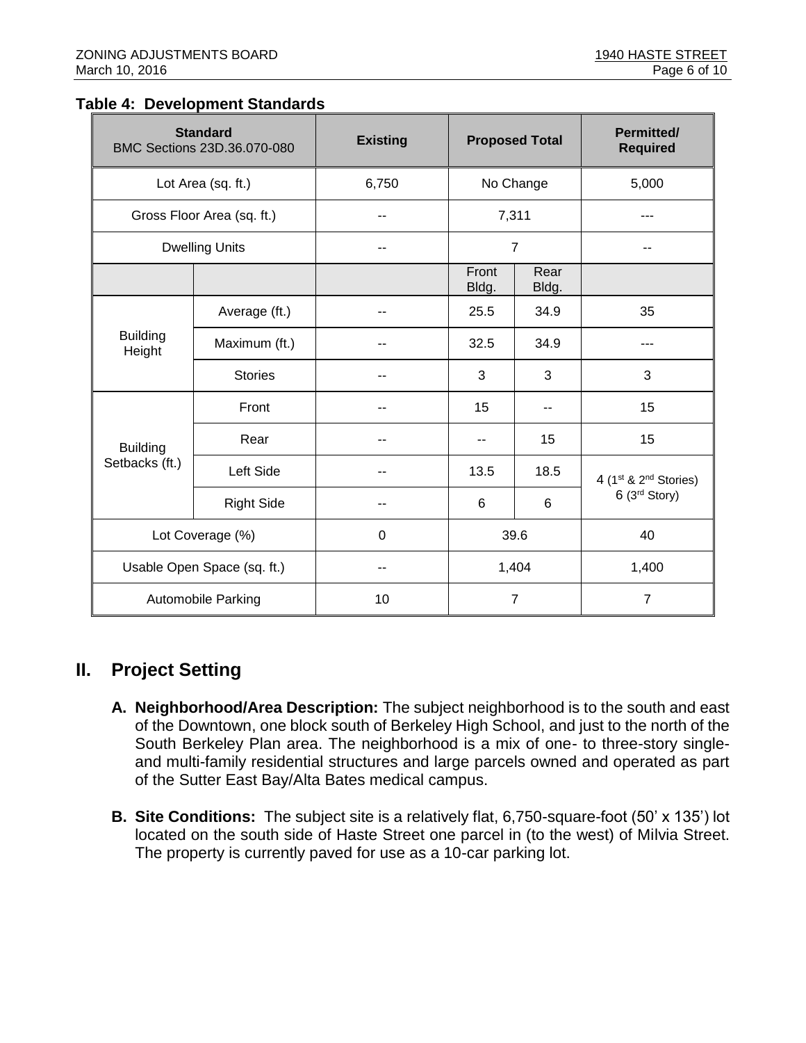**Table 4: Development Standards**

| Standard BMC Sections 23D.36.070-080 | | Existing | Proposed Total | | Permitted/ Required |
|---|---|---|---|---|---|
| Lot Area (sq. ft.) | | 6,750 | No Change | | 5,000 |
| Gross Floor Area (sq. ft.) | | -- | 7,311 | | --- |
| Dwelling Units | | -- | 7 | | -- |
| | | | Front Bldg. | Rear Bldg. | |
| Building Height | Average (ft.) | -- | 25.5 | 34.9 | 35 |
| | Maximum (ft.) | -- | 32.5 | 34.9 | --- |
| | Stories | -- | 3 | 3 | 3 |
| Building Setbacks (ft.) | Front | -- | 15 | -- | 15 |
| | Rear | -- | -- | 15 | 15 |
| | Left Side | -- | 13.5 | 18.5 | 4 (1st & 2nd Stories) 6 (3rd Story) |
| | Right Side | -- | 6 | 6 | |
| Lot Coverage (%) | | 0 | 39.6 | | 40 |
| Usable Open Space (sq. ft.) | | -- | 1,404 | | 1,400 |
| Automobile Parking | | 10 | 7 | | 7 |

## II. Project Setting

**A. Neighborhood/Area Description:** The subject neighborhood is to the south and east of the Downtown, one block south of Berkeley High School, and just to the north of the South Berkeley Plan area. The neighborhood is a mix of one- to three-story single- and multi-family residential structures and large parcels owned and operated as part of the Sutter East Bay/Alta Bates medical campus.

**B. Site Conditions:** The subject site is a relatively flat, 6,750-square-foot (50' x 135') lot located on the south side of Haste Street one parcel in (to the west) of Milvia Street. The property is currently paved for use as a 10-car parking lot.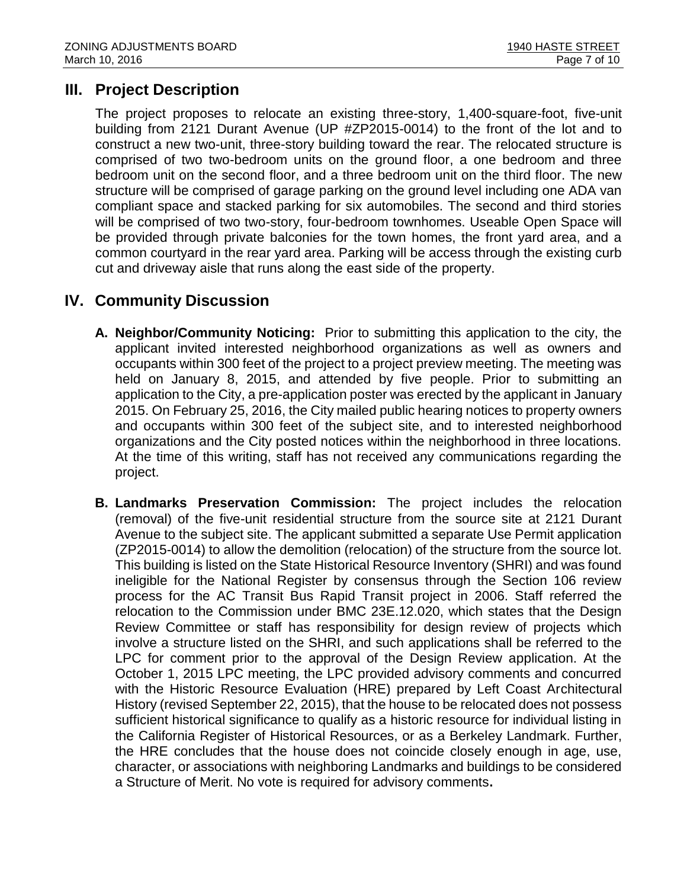## III. Project Description

The project proposes to relocate an existing three-story, 1,400-square-foot, five-unit building from 2121 Durant Avenue (UP #ZP2015-0014) to the front of the lot and to construct a new two-unit, three-story building toward the rear. The relocated structure is comprised of two two-bedroom units on the ground floor, a one bedroom and three bedroom unit on the second floor, and a three bedroom unit on the third floor. The new structure will be comprised of garage parking on the ground level including one ADA van compliant space and stacked parking for six automobiles. The second and third stories will be comprised of two two-story, four-bedroom townhomes. Useable Open Space will be provided through private balconies for the town homes, the front yard area, and a common courtyard in the rear yard area. Parking will be access through the existing curb cut and driveway aisle that runs along the east side of the property.

## IV. Community Discussion

**A. Neighbor/Community Noticing:** Prior to submitting this application to the city, the applicant invited interested neighborhood organizations as well as owners and occupants within 300 feet of the project to a project preview meeting. The meeting was held on January 8, 2015, and attended by five people. Prior to submitting an application to the City, a pre-application poster was erected by the applicant in January 2015. On February 25, 2016, the City mailed public hearing notices to property owners and occupants within 300 feet of the subject site, and to interested neighborhood organizations and the City posted notices within the neighborhood in three locations. At the time of this writing, staff has not received any communications regarding the project.

**B. Landmarks Preservation Commission:** The project includes the relocation (removal) of the five-unit residential structure from the source site at 2121 Durant Avenue to the subject site. The applicant submitted a separate Use Permit application (ZP2015-0014) to allow the demolition (relocation) of the structure from the source lot. This building is listed on the State Historical Resource Inventory (SHRI) and was found ineligible for the National Register by consensus through the Section 106 review process for the AC Transit Bus Rapid Transit project in 2006. Staff referred the relocation to the Commission under BMC 23E.12.020, which states that the Design Review Committee or staff has responsibility for design review of projects which involve a structure listed on the SHRI, and such applications shall be referred to the LPC for comment prior to the approval of the Design Review application. At the October 1, 2015 LPC meeting, the LPC provided advisory comments and concurred with the Historic Resource Evaluation (HRE) prepared by Left Coast Architectural History (revised September 22, 2015), that the house to be relocated does not possess sufficient historical significance to qualify as a historic resource for individual listing in the California Register of Historical Resources, or as a Berkeley Landmark. Further, the HRE concludes that the house does not coincide closely enough in age, use, character, or associations with neighboring Landmarks and buildings to be considered a Structure of Merit. No vote is required for advisory comments**.**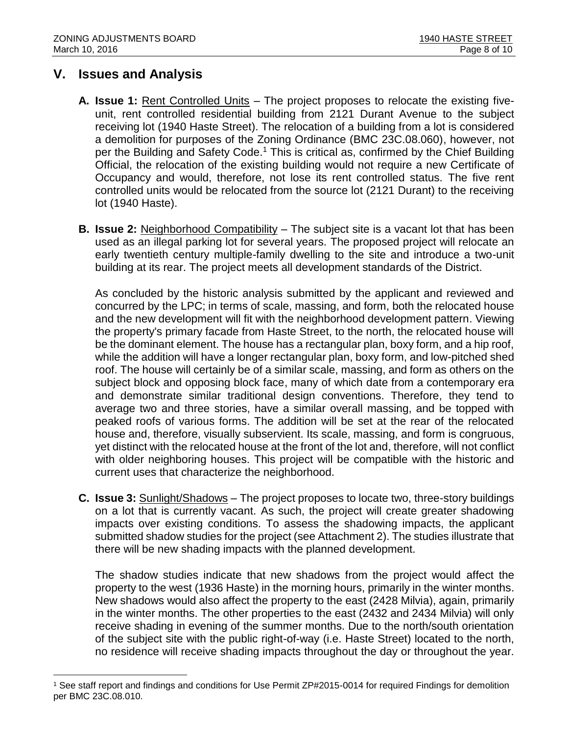## V. Issues and Analysis

**A. Issue 1:** Rent Controlled Units – The project proposes to relocate the existing five-unit, rent controlled residential building from 2121 Durant Avenue to the subject receiving lot (1940 Haste Street). The relocation of a building from a lot is considered a demolition for purposes of the Zoning Ordinance (BMC 23C.08.060), however, not per the Building and Safety Code.[1] This is critical as, confirmed by the Chief Building Official, the relocation of the existing building would not require a new Certificate of Occupancy and would, therefore, not lose its rent controlled status. The five rent controlled units would be relocated from the source lot (2121 Durant) to the receiving lot (1940 Haste).

**B. Issue 2:** Neighborhood Compatibility – The subject site is a vacant lot that has been used as an illegal parking lot for several years. The proposed project will relocate an early twentieth century multiple-family dwelling to the site and introduce a two-unit building at its rear. The project meets all development standards of the District.

As concluded by the historic analysis submitted by the applicant and reviewed and concurred by the LPC; in terms of scale, massing, and form, both the relocated house and the new development will fit with the neighborhood development pattern. Viewing the property's primary facade from Haste Street, to the north, the relocated house will be the dominant element. The house has a rectangular plan, boxy form, and a hip roof, while the addition will have a longer rectangular plan, boxy form, and low-pitched shed roof. The house will certainly be of a similar scale, massing, and form as others on the subject block and opposing block face, many of which date from a contemporary era and demonstrate similar traditional design conventions. Therefore, they tend to average two and three stories, have a similar overall massing, and be topped with peaked roofs of various forms. The addition will be set at the rear of the relocated house and, therefore, visually subservient. Its scale, massing, and form is congruous, yet distinct with the relocated house at the front of the lot and, therefore, will not conflict with older neighboring houses. This project will be compatible with the historic and current uses that characterize the neighborhood.

**C. Issue 3:** Sunlight/Shadows – The project proposes to locate two, three-story buildings on a lot that is currently vacant. As such, the project will create greater shadowing impacts over existing conditions. To assess the shadowing impacts, the applicant submitted shadow studies for the project (see Attachment 2). The studies illustrate that there will be new shading impacts with the planned development.

The shadow studies indicate that new shadows from the project would affect the property to the west (1936 Haste) in the morning hours, primarily in the winter months. New shadows would also affect the property to the east (2428 Milvia), again, primarily in the winter months. The other properties to the east (2432 and 2434 Milvia) will only receive shading in evening of the summer months. Due to the north/south orientation of the subject site with the public right-of-way (i.e. Haste Street) located to the north, no residence will receive shading impacts throughout the day or throughout the year.

---

[1] See staff report and findings and conditions for Use Permit ZP#2015-0014 for required Findings for demolition per BMC 23C.08.010.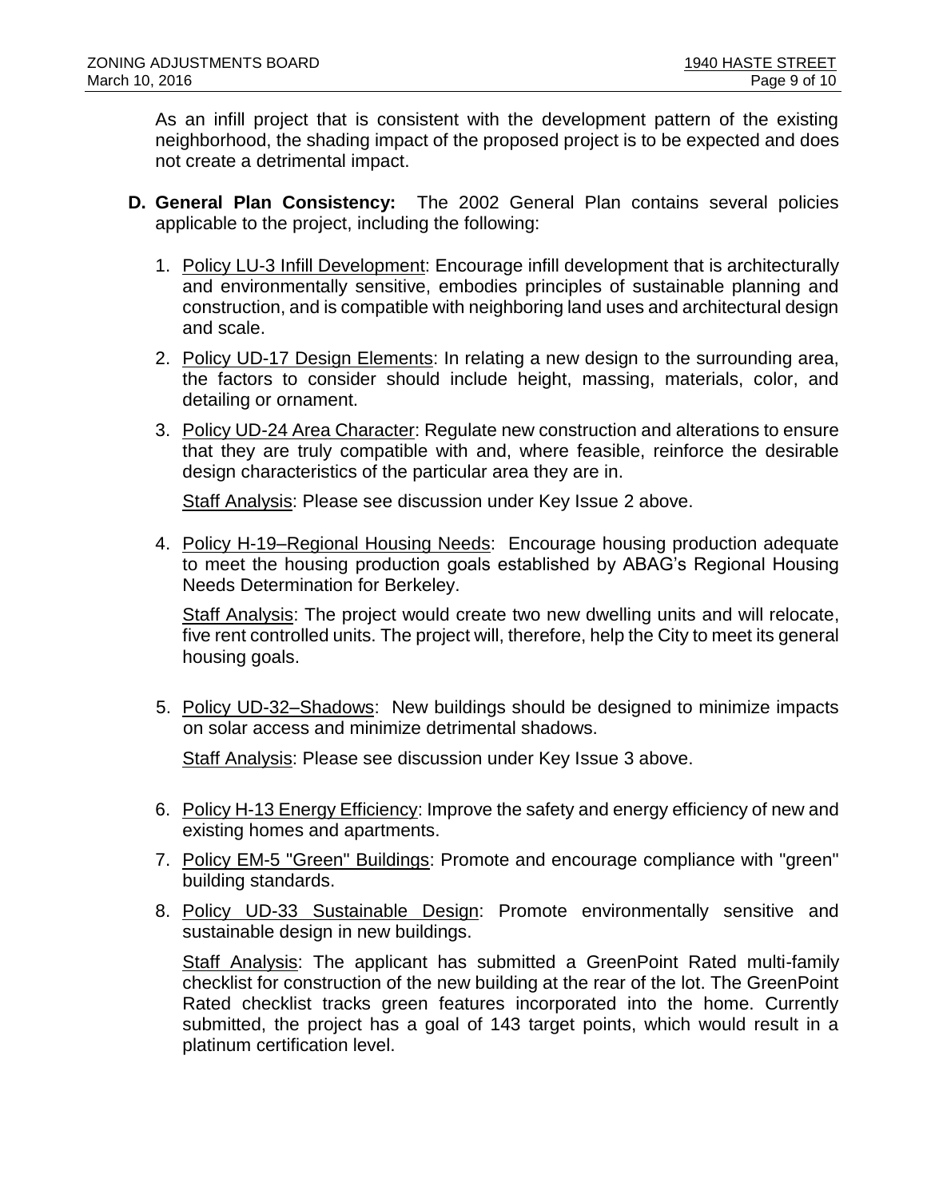As an infill project that is consistent with the development pattern of the existing neighborhood, the shading impact of the proposed project is to be expected and does not create a detrimental impact.

**D. General Plan Consistency:** The 2002 General Plan contains several policies applicable to the project, including the following:

1. Policy LU-3 Infill Development: Encourage infill development that is architecturally and environmentally sensitive, embodies principles of sustainable planning and construction, and is compatible with neighboring land uses and architectural design and scale.

2. Policy UD-17 Design Elements: In relating a new design to the surrounding area, the factors to consider should include height, massing, materials, color, and detailing or ornament.

3. Policy UD-24 Area Character: Regulate new construction and alterations to ensure that they are truly compatible with and, where feasible, reinforce the desirable design characteristics of the particular area they are in.

   Staff Analysis: Please see discussion under Key Issue 2 above.

4. Policy H-19–Regional Housing Needs: Encourage housing production adequate to meet the housing production goals established by ABAG's Regional Housing Needs Determination for Berkeley.

   Staff Analysis: The project would create two new dwelling units and will relocate, five rent controlled units. The project will, therefore, help the City to meet its general housing goals.

5. Policy UD-32–Shadows: New buildings should be designed to minimize impacts on solar access and minimize detrimental shadows.

   Staff Analysis: Please see discussion under Key Issue 3 above.

6. Policy H-13 Energy Efficiency: Improve the safety and energy efficiency of new and existing homes and apartments.

7. Policy EM-5 "Green" Buildings: Promote and encourage compliance with "green" building standards.

8. Policy UD-33 Sustainable Design: Promote environmentally sensitive and sustainable design in new buildings.

   Staff Analysis: The applicant has submitted a GreenPoint Rated multi-family checklist for construction of the new building at the rear of the lot. The GreenPoint Rated checklist tracks green features incorporated into the home. Currently submitted, the project has a goal of 143 target points, which would result in a platinum certification level.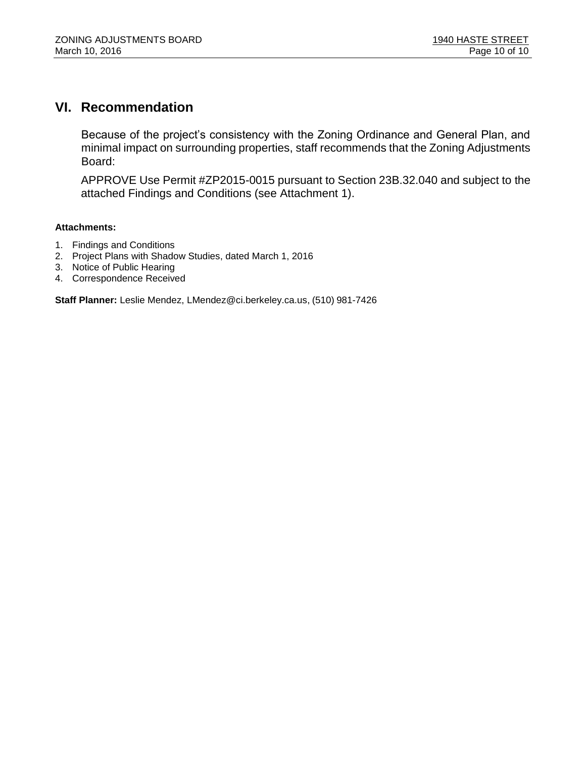## VI. Recommendation

Because of the project's consistency with the Zoning Ordinance and General Plan, and minimal impact on surrounding properties, staff recommends that the Zoning Adjustments Board:

APPROVE Use Permit #ZP2015-0015 pursuant to Section 23B.32.040 and subject to the attached Findings and Conditions (see Attachment 1).

**Attachments:**

1. Findings and Conditions
2. Project Plans with Shadow Studies, dated March 1, 2016
3. Notice of Public Hearing
4. Correspondence Received

**Staff Planner:** Leslie Mendez, LMendez@ci.berkeley.ca.us, (510) 981-7426